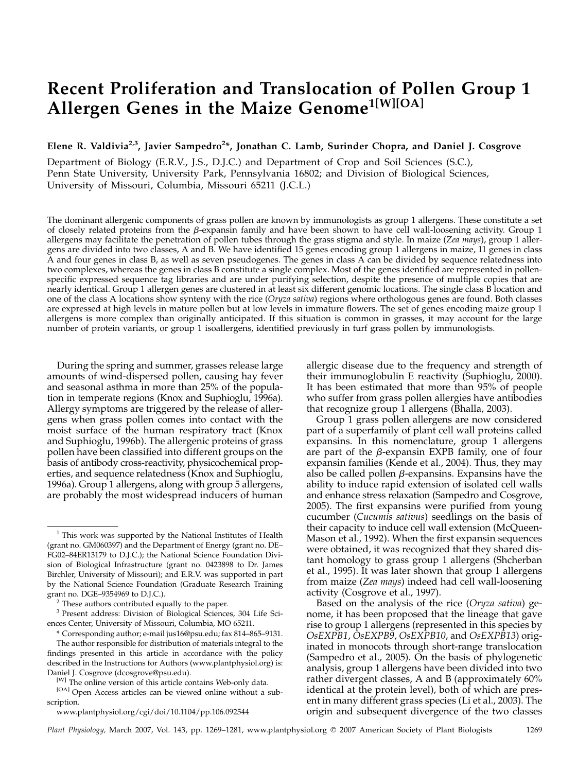# Recent Proliferation and Translocation of Pollen Group 1 Allergen Genes in the Maize Genome[1[W][OA]]

**Elene R. Valdivia[2,3], Javier Sampedro[2]*, Jonathan C. Lamb, Surinder Chopra, and Daniel J. Cosgrove**

Department of Biology (E.R.V., J.S., D.J.C.) and Department of Crop and Soil Sciences (S.C.), Penn State University, University Park, Pennsylvania 16802; and Division of Biological Sciences, University of Missouri, Columbia, Missouri 65211 (J.C.L.)

The dominant allergenic components of grass pollen are known by immunologists as group 1 allergens. These constitute a set of closely related proteins from the β-expansin family and have been shown to have cell wall-loosening activity. Group 1 allergens may facilitate the penetration of pollen tubes through the grass stigma and style. In maize (*Zea mays*), group 1 allergens are divided into two classes, A and B. We have identified 15 genes encoding group 1 allergens in maize, 11 genes in class A and four genes in class B, as well as seven pseudogenes. The genes in class A can be divided by sequence relatedness into two complexes, whereas the genes in class B constitute a single complex. Most of the genes identified are represented in pollen-specific expressed sequence tag libraries and are under purifying selection, despite the presence of multiple copies that are nearly identical. Group 1 allergen genes are clustered in at least six different genomic locations. The single class B location and one of the class A locations show synteny with the rice (*Oryza sativa*) regions where orthologous genes are found. Both classes are expressed at high levels in mature pollen but at low levels in immature flowers. The set of genes encoding maize group 1 allergens is more complex than originally anticipated. If this situation is common in grasses, it may account for the large number of protein variants, or group 1 isoallergens, identified previously in turf grass pollen by immunologists.

During the spring and summer, grasses release large amounts of wind-dispersed pollen, causing hay fever and seasonal asthma in more than 25% of the population in temperate regions (Knox and Suphioglu, 1996a). Allergy symptoms are triggered by the release of allergens when grass pollen comes into contact with the moist surface of the human respiratory tract (Knox and Suphioglu, 1996b). The allergenic proteins of grass pollen have been classified into different groups on the basis of antibody cross-reactivity, physicochemical properties, and sequence relatedness (Knox and Suphioglu, 1996a). Group 1 allergens, along with group 5 allergens, are probably the most widespread inducers of human allergic disease due to the frequency and strength of their immunoglobulin E reactivity (Suphioglu, 2000). It has been estimated that more than 95% of people who suffer from grass pollen allergies have antibodies that recognize group 1 allergens (Bhalla, 2003).

Group 1 grass pollen allergens are now considered part of a superfamily of plant cell wall proteins called expansins. In this nomenclature, group 1 allergens are part of the β-expansin EXPB family, one of four expansin families (Kende et al., 2004). Thus, they may also be called pollen β-expansins. Expansins have the ability to induce rapid extension of isolated cell walls and enhance stress relaxation (Sampedro and Cosgrove, 2005). The first expansins were purified from young cucumber (*Cucumis sativus*) seedlings on the basis of their capacity to induce cell wall extension (McQueen-Mason et al., 1992). When the first expansin sequences were obtained, it was recognized that they shared distant homology to grass group 1 allergens (Shcherban et al., 1995). It was later shown that group 1 allergens from maize (*Zea mays*) indeed had cell wall-loosening activity (Cosgrove et al., 1997).

Based on the analysis of the rice (*Oryza sativa*) genome, it has been proposed that the lineage that gave rise to group 1 allergens (represented in this species by *OsEXPB1*, *OsEXPB9*, *OsEXPB10*, and *OsEXPB13*) originated in monocots through short-range translocation (Sampedro et al., 2005). On the basis of phylogenetic analysis, group 1 allergens have been divided into two rather divergent classes, A and B (approximately 60% identical at the protein level), both of which are present in many different grass species (Li et al., 2003). The origin and subsequent divergence of the two classes

---

[1] This work was supported by the National Institutes of Health (grant no. GM060397) and the Department of Energy (grant no. DE–FG02–84ER13179 to D.J.C.); the National Science Foundation Division of Biological Infrastructure (grant no. 0423898 to Dr. James Birchler, University of Missouri); and E.R.V. was supported in part by the National Science Foundation (Graduate Research Training grant no. DGE–9354969 to D.J.C.).

[2] These authors contributed equally to the paper.

[3] Present address: Division of Biological Sciences, 304 Life Sciences Center, University of Missouri, Columbia, MO 65211.

* Corresponding author; e-mail jus16@psu.edu; fax 814–865–9131.

The author responsible for distribution of materials integral to the findings presented in this article in accordance with the policy described in the Instructions for Authors (www.plantphysiol.org) is: Daniel J. Cosgrove (dcosgrove@psu.edu).

[W] The online version of this article contains Web-only data.

[OA] Open Access articles can be viewed online without a subscription.

www.plantphysiol.org/cgi/doi/10.1104/pp.106.092544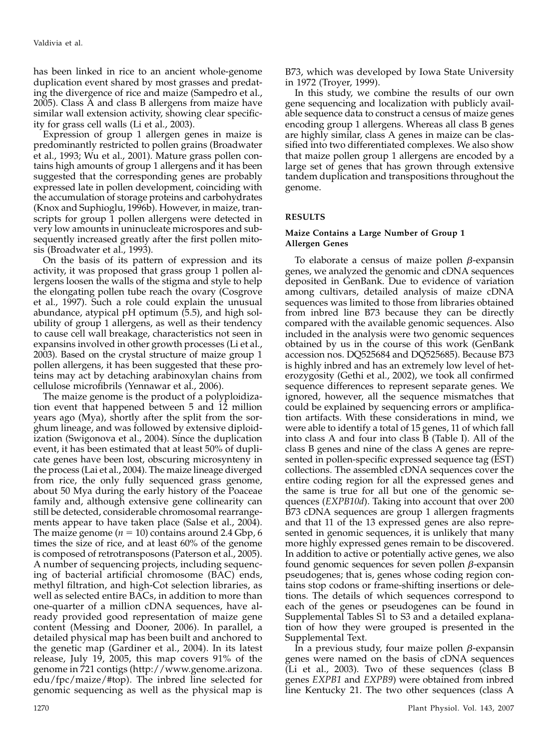has been linked in rice to an ancient whole-genome duplication event shared by most grasses and predating the divergence of rice and maize (Sampedro et al., 2005). Class A and class B allergens from maize have similar wall extension activity, showing clear specificity for grass cell walls (Li et al., 2003).

Expression of group 1 allergen genes in maize is predominantly restricted to pollen grains (Broadwater et al., 1993; Wu et al., 2001). Mature grass pollen contains high amounts of group 1 allergens and it has been suggested that the corresponding genes are probably expressed late in pollen development, coinciding with the accumulation of storage proteins and carbohydrates (Knox and Suphioglu, 1996b). However, in maize, transcripts for group 1 pollen allergens were detected in very low amounts in uninucleate microspores and subsequently increased greatly after the first pollen mitosis (Broadwater et al., 1993).

On the basis of its pattern of expression and its activity, it was proposed that grass group 1 pollen allergens loosen the walls of the stigma and style to help the elongating pollen tube reach the ovary (Cosgrove et al., 1997). Such a role could explain the unusual abundance, atypical pH optimum (5.5), and high solubility of group 1 allergens, as well as their tendency to cause cell wall breakage, characteristics not seen in expansins involved in other growth processes (Li et al., 2003). Based on the crystal structure of maize group 1 pollen allergens, it has been suggested that these proteins may act by detaching arabinoxylan chains from cellulose microfibrils (Yennawar et al., 2006).

The maize genome is the product of a polyploidization event that happened between 5 and 12 million years ago (Mya), shortly after the split from the sorghum lineage, and was followed by extensive diploidization (Swigonova et al., 2004). Since the duplication event, it has been estimated that at least 50% of duplicate genes have been lost, obscuring microsynteny in the process (Lai et al., 2004). The maize lineage diverged from rice, the only fully sequenced grass genome, about 50 Mya during the early history of the Poaceae family and, although extensive gene collinearity can still be detected, considerable chromosomal rearrangements appear to have taken place (Salse et al., 2004). The maize genome ($n = 10$) contains around 2.4 Gbp, 6 times the size of rice, and at least 60% of the genome is composed of retrotransposons (Paterson et al., 2005). A number of sequencing projects, including sequencing of bacterial artificial chromosome (BAC) ends, methyl filtration, and high-Cot selection libraries, as well as selected entire BACs, in addition to more than one-quarter of a million cDNA sequences, have already provided good representation of maize gene content (Messing and Dooner, 2006). In parallel, a detailed physical map has been built and anchored to the genetic map (Gardiner et al., 2004). In its latest release, July 19, 2005, this map covers 91% of the genome in 721 contigs (http://www.genome.arizona.edu/fpc/maize/#top). The inbred line selected for genomic sequencing as well as the physical map is B73, which was developed by Iowa State University in 1972 (Troyer, 1999).

In this study, we combine the results of our own gene sequencing and localization with publicly available sequence data to construct a census of maize genes encoding group 1 allergens. Whereas all class B genes are highly similar, class A genes in maize can be classified into two differentiated complexes. We also show that maize pollen group 1 allergens are encoded by a large set of genes that has grown through extensive tandem duplication and transpositions throughout the genome.

## RESULTS

### Maize Contains a Large Number of Group 1 Allergen Genes

To elaborate a census of maize pollen β-expansin genes, we analyzed the genomic and cDNA sequences deposited in GenBank. Due to evidence of variation among cultivars, detailed analysis of maize cDNA sequences was limited to those from libraries obtained from inbred line B73 because they can be directly compared with the available genomic sequences. Also included in the analysis were two genomic sequences obtained by us in the course of this work (GenBank accession nos. DQ525684 and DQ525685). Because B73 is highly inbred and has an extremely low level of heterozygosity (Gethi et al., 2002), we took all confirmed sequence differences to represent separate genes. We ignored, however, all the sequence mismatches that could be explained by sequencing errors or amplification artifacts. With these considerations in mind, we were able to identify a total of 15 genes, 11 of which fall into class A and four into class B (Table I). All of the class B genes and nine of the class A genes are represented in pollen-specific expressed sequence tag (EST) collections. The assembled cDNA sequences cover the entire coding region for all the expressed genes and the same is true for all but one of the genomic sequences (*EXPB10d*). Taking into account that over 200 B73 cDNA sequences are group 1 allergen fragments and that 11 of the 13 expressed genes are also represented in genomic sequences, it is unlikely that many more highly expressed genes remain to be discovered. In addition to active or potentially active genes, we also found genomic sequences for seven pollen β-expansin pseudogenes; that is, genes whose coding region contains stop codons or frame-shifting insertions or deletions. The details of which sequences correspond to each of the genes or pseudogenes can be found in Supplemental Tables S1 to S3 and a detailed explanation of how they were grouped is presented in the Supplemental Text.

In a previous study, four maize pollen β-expansin genes were named on the basis of cDNA sequences (Li et al., 2003). Two of these sequences (class B genes *EXPB1* and *EXPB9*) were obtained from inbred line Kentucky 21. The two other sequences (class A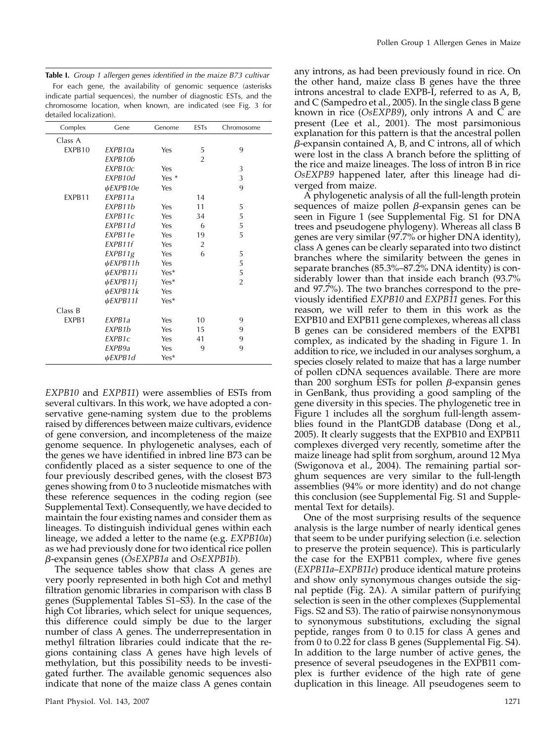**Table I.** *Group 1 allergen genes identified in the maize B73 cultivar*

For each gene, the availability of genomic sequence (asterisks indicate partial sequences), the number of diagnostic ESTs, and the chromosome location, when known, are indicated (see Fig. 3 for detailed localization).

| Complex | Gene | Genome | ESTs | Chromosome |
|---|---|---|---|---|
| Class A | | | | |
| EXPB10 | *EXPB10a* | Yes | 5 | 9 |
| | *EXPB10b* | | 2 | |
| | *EXPB10c* | Yes | | 3 |
| | *EXPB10d* | Yes * | | 3 |
| | *ψEXPB10e* | Yes | | 9 |
| EXPB11 | *EXPB11a* | | 14 | |
| | *EXPB11b* | Yes | 11 | 5 |
| | *EXPB11c* | Yes | 34 | 5 |
| | *EXPB11d* | Yes | 6 | 5 |
| | *EXPB11e* | Yes | 19 | 5 |
| | *EXPB11f* | Yes | 2 | |
| | *EXPB11g* | Yes | 6 | 5 |
| | *ψEXPB11h* | Yes | | 5 |
| | *ψEXPB11i* | Yes* | | 5 |
| | *ψEXPB11j* | Yes* | | 2 |
| | *ψEXPB11k* | Yes | | |
| | *ψEXPB11l* | Yes* | | |
| Class B | | | | |
| EXPB1 | *EXPB1a* | Yes | 10 | 9 |
| | *EXPB1b* | Yes | 15 | 9 |
| | *EXPB1c* | Yes | 41 | 9 |
| | *EXPB9a* | Yes | 9 | 9 |
| | *ψEXPB1d* | Yes* | | |

*EXPB10* and *EXPB11*) were assemblies of ESTs from several cultivars. In this work, we have adopted a conservative gene-naming system due to the problems raised by differences between maize cultivars, evidence of gene conversion, and incompleteness of the maize genome sequence. In phylogenetic analyses, each of the genes we have identified in inbred line B73 can be confidently placed as a sister sequence to one of the four previously described genes, with the closest B73 genes showing from 0 to 3 nucleotide mismatches with these reference sequences in the coding region (see Supplemental Text). Consequently, we have decided to maintain the four existing names and consider them as lineages. To distinguish individual genes within each lineage, we added a letter to the name (e.g. *EXPB10a*) as we had previously done for two identical rice pollen $\beta$-expansin genes (*OsEXPB1a* and *OsEXPB1b*).

The sequence tables show that class A genes are very poorly represented in both high Cot and methyl filtration genomic libraries in comparison with class B genes (Supplemental Tables S1–S3). In the case of the high Cot libraries, which select for unique sequences, this difference could simply be due to the larger number of class A genes. The underrepresentation in methyl filtration libraries could indicate that the regions containing class A genes have high levels of methylation, but this possibility needs to be investigated further. The available genomic sequences also indicate that none of the maize class A genes contain any introns, as had been previously found in rice. On the other hand, maize class B genes have the three introns ancestral to clade EXPB-I, referred to as A, B, and C (Sampedro et al., 2005). In the single class B gene known in rice (*OsEXPB9*), only introns A and C are present (Lee et al., 2001). The most parsimonious explanation for this pattern is that the ancestral pollen $\beta$-expansin contained A, B, and C introns, all of which were lost in the class A branch before the splitting of the rice and maize lineages. The loss of intron B in rice *OsEXPB9* happened later, after this lineage had diverged from maize.

A phylogenetic analysis of all the full-length protein sequences of maize pollen $\beta$-expansin genes can be seen in Figure 1 (see Supplemental Fig. S1 for DNA trees and pseudogene phylogeny). Whereas all class B genes are very similar (97.7% or higher DNA identity), class A genes can be clearly separated into two distinct branches where the similarity between the genes in separate branches (85.3%–87.2% DNA identity) is considerably lower than that inside each branch (93.7% and 97.7%). The two branches correspond to the previously identified *EXPB10* and *EXPB11* genes. For this reason, we will refer to them in this work as the EXPB10 and EXPB11 gene complexes, whereas all class B genes can be considered members of the EXPB1 complex, as indicated by the shading in Figure 1. In addition to rice, we included in our analyses sorghum, a species closely related to maize that has a large number of pollen cDNA sequences available. There are more than 200 sorghum ESTs for pollen $\beta$-expansin genes in GenBank, thus providing a good sampling of the gene diversity in this species. The phylogenetic tree in Figure 1 includes all the sorghum full-length assemblies found in the PlantGDB database (Dong et al., 2005). It clearly suggests that the EXPB10 and EXPB11 complexes diverged very recently, sometime after the maize lineage had split from sorghum, around 12 Mya (Swigonova et al., 2004). The remaining partial sorghum sequences are very similar to the full-length assemblies (94% or more identity) and do not change this conclusion (see Supplemental Fig. S1 and Supplemental Text for details).

One of the most surprising results of the sequence analysis is the large number of nearly identical genes that seem to be under purifying selection (i.e. selection to preserve the protein sequence). This is particularly the case for the EXPB11 complex, where five genes (*EXPB11a*–*EXPB11e*) produce identical mature proteins and show only synonymous changes outside the signal peptide (Fig. 2A). A similar pattern of purifying selection is seen in the other complexes (Supplemental Figs. S2 and S3). The ratio of pairwise nonsynonymous to synonymous substitutions, excluding the signal peptide, ranges from 0 to 0.15 for class A genes and from 0 to 0.22 for class B genes (Supplemental Fig. S4). In addition to the large number of active genes, the presence of several pseudogenes in the EXPB11 complex is further evidence of the high rate of gene duplication in this lineage. All pseudogenes seem to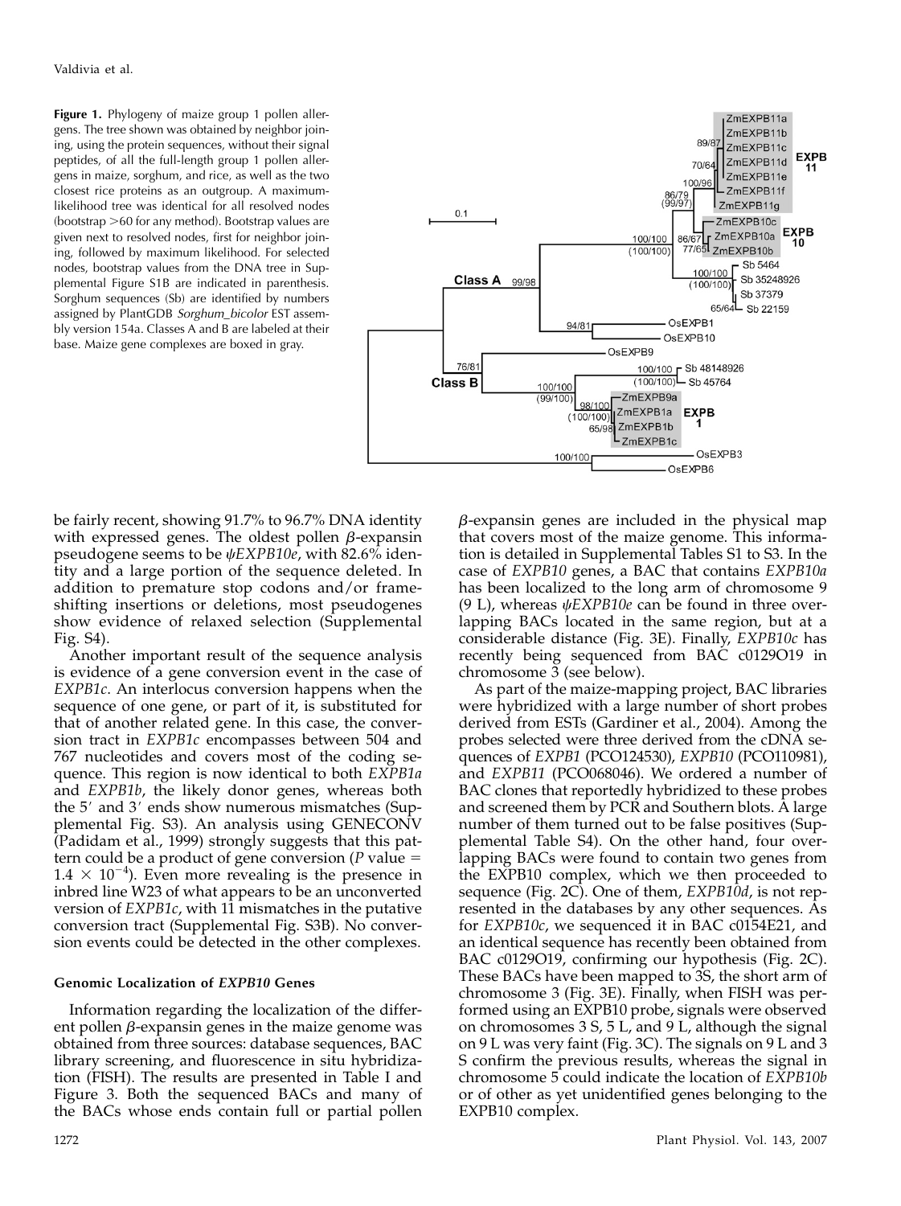**Figure 1.** Phylogeny of maize group 1 pollen allergens. The tree shown was obtained by neighbor joining, using the protein sequences, without their signal peptides, of all the full-length group 1 pollen allergens in maize, sorghum, and rice, as well as the two closest rice proteins as an outgroup. A maximum-likelihood tree was identical for all resolved nodes (bootstrap >60 for any method). Bootstrap values are given next to resolved nodes, first for neighbor joining, followed by maximum likelihood. For selected nodes, bootstrap values from the DNA tree in Supplemental Figure S1B are indicated in parenthesis. Sorghum sequences (Sb) are identified by numbers assigned by PlantGDB *Sorghum_bicolor* EST assembly version 154a. Classes A and B are labeled at their base. Maize gene complexes are boxed in gray.

be fairly recent, showing 91.7% to 96.7% DNA identity with expressed genes. The oldest pollen β-expansin pseudogene seems to be *ψEXPB10e*, with 82.6% identity and a large portion of the sequence deleted. In addition to premature stop codons and/or frameshifting insertions or deletions, most pseudogenes show evidence of relaxed selection (Supplemental Fig. S4).

Another important result of the sequence analysis is evidence of a gene conversion event in the case of *EXPB1c*. An interlocus conversion happens when the sequence of one gene, or part of it, is substituted for that of another related gene. In this case, the conversion tract in *EXPB1c* encompasses between 504 and 767 nucleotides and covers most of the coding sequence. This region is now identical to both *EXPB1a* and *EXPB1b*, the likely donor genes, whereas both the 5′ and 3′ ends show numerous mismatches (Supplemental Fig. S3). An analysis using GENECONV (Padidam et al., 1999) strongly suggests that this pattern could be a product of gene conversion ($P$ value = $1.4 \times 10^{-4}$). Even more revealing is the presence in inbred line W23 of what appears to be an unconverted version of *EXPB1c*, with 11 mismatches in the putative conversion tract (Supplemental Fig. S3B). No conversion events could be detected in the other complexes.

### Genomic Localization of *EXPB10* Genes

Information regarding the localization of the different pollen β-expansin genes in the maize genome was obtained from three sources: database sequences, BAC library screening, and fluorescence in situ hybridization (FISH). The results are presented in Table I and Figure 3. Both the sequenced BACs and many of the BACs whose ends contain full or partial pollen β-expansin genes are included in the physical map that covers most of the maize genome. This information is detailed in Supplemental Tables S1 to S3. In the case of *EXPB10* genes, a BAC that contains *EXPB10a* has been localized to the long arm of chromosome 9 (9 L), whereas *ψEXPB10e* can be found in three overlapping BACs located in the same region, but at a considerable distance (Fig. 3E). Finally, *EXPB10c* has recently being sequenced from BAC c0129O19 in chromosome 3 (see below).

As part of the maize-mapping project, BAC libraries were hybridized with a large number of short probes derived from ESTs (Gardiner et al., 2004). Among the probes selected were three derived from the cDNA sequences of *EXPB1* (PCO124530), *EXPB10* (PCO110981), and *EXPB11* (PCO068046). We ordered a number of BAC clones that reportedly hybridized to these probes and screened them by PCR and Southern blots. A large number of them turned out to be false positives (Supplemental Table S4). On the other hand, four overlapping BACs were found to contain two genes from the EXPB10 complex, which we then proceeded to sequence (Fig. 2C). One of them, *EXPB10d*, is not represented in the databases by any other sequences. As for *EXPB10c*, we sequenced it in BAC c0154E21, and an identical sequence has recently been obtained from BAC c0129O19, confirming our hypothesis (Fig. 2C). These BACs have been mapped to 3S, the short arm of chromosome 3 (Fig. 3E). Finally, when FISH was performed using an EXPB10 probe, signals were observed on chromosomes 3 S, 5 L, and 9 L, although the signal on 9 L was very faint (Fig. 3C). The signals on 9 L and 3 S confirm the previous results, whereas the signal in chromosome 5 could indicate the location of *EXPB10b* or of other as yet unidentified genes belonging to the EXPB10 complex.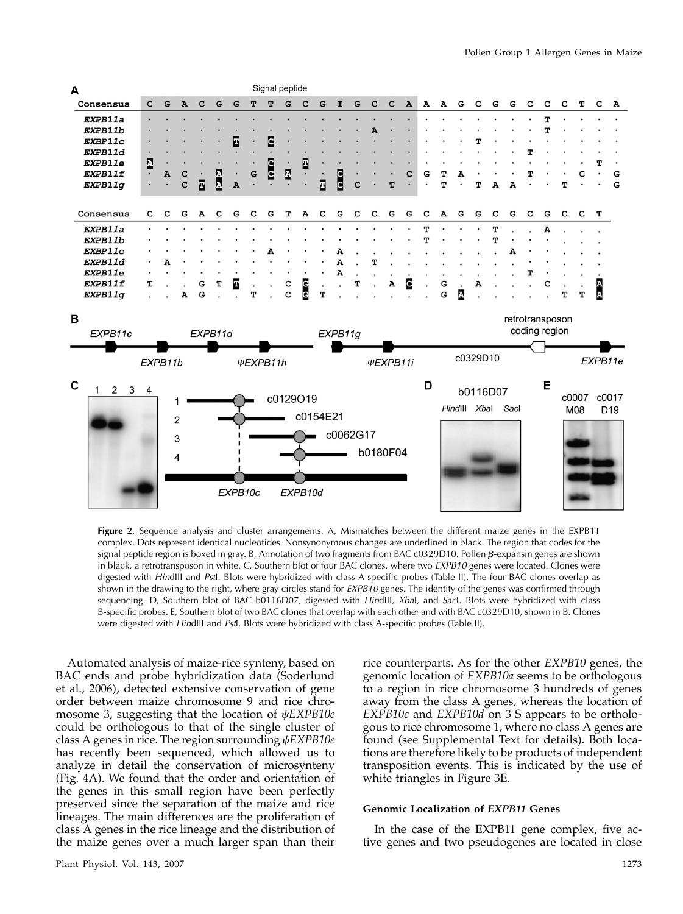**Figure 2.** Sequence analysis and cluster arrangements. A, Mismatches between the different maize genes in the EXPB11 complex. Dots represent identical nucleotides. Nonsynonymous changes are underlined in black. The region that codes for the signal peptide region is boxed in gray. B, Annotation of two fragments from BAC c0329D10. Pollen β-expansin genes are shown in black, a retrotransposon in white. C, Southern blot of four BAC clones, where two *EXPB10* genes were located. Clones were digested with *Hin*dIII and *Pst*I. Blots were hybridized with class A-specific probes (Table II). The four BAC clones overlap as shown in the drawing to the right, where gray circles stand for *EXPB10* genes. The identity of the genes was confirmed through sequencing. D, Southern blot of BAC b0116D07, digested with *Hin*dIII, *Xba*I, and *Sac*I. Blots were hybridized with class B-specific probes. E, Southern blot of two BAC clones that overlap with each other and with BAC c0329D10, shown in B. Clones were digested with *Hin*dIII and *Pst*I. Blots were hybridized with class A-specific probes (Table II).

Automated analysis of maize-rice synteny, based on BAC ends and probe hybridization data (Soderlund et al., 2006), detected extensive conservation of gene order between maize chromosome 9 and rice chromosome 3, suggesting that the location of *ψEXPB10e* could be orthologous to that of the single cluster of class A genes in rice. The region surrounding *ψEXPB10e* has recently been sequenced, which allowed us to analyze in detail the conservation of microsynteny (Fig. 4A). We found that the order and orientation of the genes in this small region have been perfectly preserved since the separation of the maize and rice lineages. The main differences are the proliferation of class A genes in the rice lineage and the distribution of the maize genes over a much larger span than their rice counterparts. As for the other *EXPB10* genes, the genomic location of *EXPB10a* seems to be orthologous to a region in rice chromosome 3 hundreds of genes away from the class A genes, whereas the location of *EXPB10c* and *EXPB10d* on 3 S appears to be orthologous to rice chromosome 1, where no class A genes are found (see Supplemental Text for details). Both locations are therefore likely to be products of independent transposition events. This is indicated by the use of white triangles in Figure 3E.

### Genomic Localization of *EXPB11* Genes

In the case of the EXPB11 gene complex, five active genes and two pseudogenes are located in close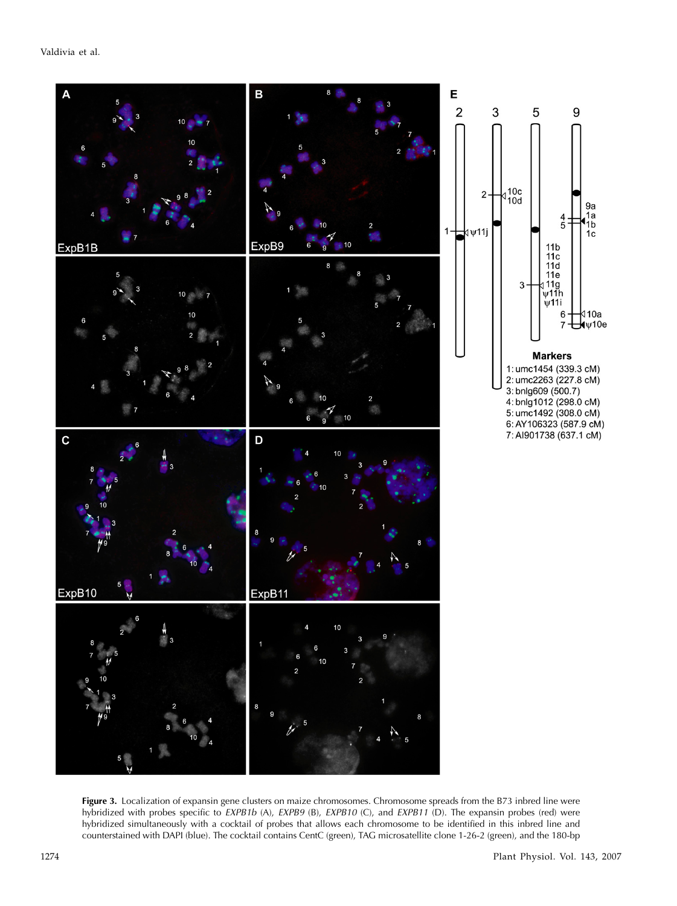**Figure 3.** Localization of expansin gene clusters on maize chromosomes. Chromosome spreads from the B73 inbred line were hybridized with probes specific to *EXPB1b* (A), *EXPB9* (B), *EXPB10* (C), and *EXPB11* (D). The expansin probes (red) were hybridized simultaneously with a cocktail of probes that allows each chromosome to be identified in this inbred line and counterstained with DAPI (blue). The cocktail contains CentC (green), TAG microsatellite clone 1-26-2 (green), and the 180-bp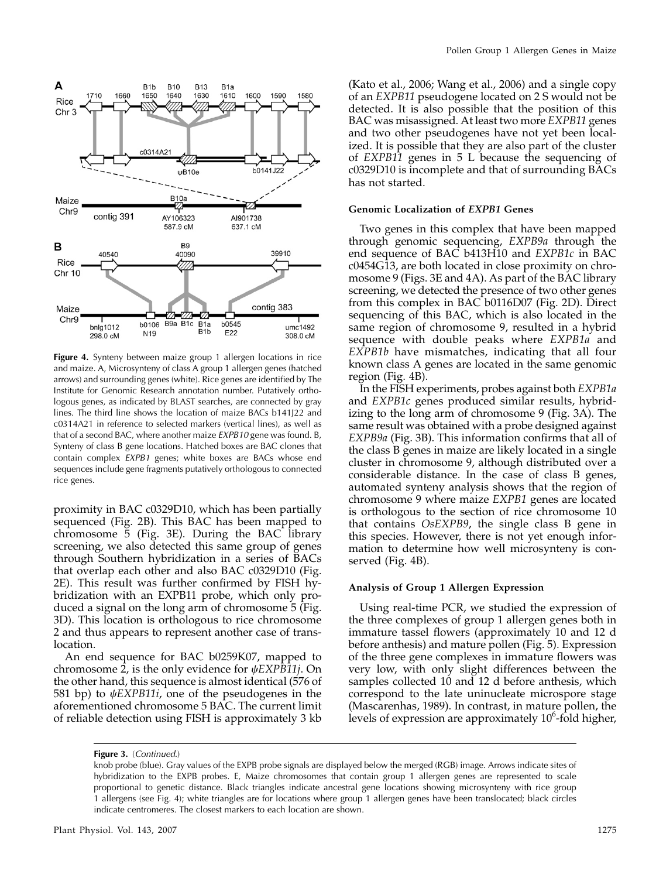**Figure 4.** Synteny between maize group 1 allergen locations in rice and maize. A, Microsynteny of class A group 1 allergen genes (hatched arrows) and surrounding genes (white). Rice genes are identified by The Institute for Genomic Research annotation number. Putatively orthologous genes, as indicated by BLAST searches, are connected by gray lines. The third line shows the location of maize BACs b141J22 and c0314A21 in reference to selected markers (vertical lines), as well as that of a second BAC, where another maize *EXPB10* gene was found. B, Synteny of class B gene locations. Hatched boxes are BAC clones that contain complex *EXPB1* genes; white boxes are BACs whose end sequences include gene fragments putatively orthologous to connected rice genes.

proximity in BAC c0329D10, which has been partially sequenced (Fig. 2B). This BAC has been mapped to chromosome 5 (Fig. 3E). During the BAC library screening, we also detected this same group of genes through Southern hybridization in a series of BACs that overlap each other and also BAC c0329D10 (Fig. 2E). This result was further confirmed by FISH hybridization with an EXPB11 probe, which only produced a signal on the long arm of chromosome 5 (Fig. 3D). This location is orthologous to rice chromosome 2 and thus appears to represent another case of translocation.

An end sequence for BAC b0259K07, mapped to chromosome 2, is the only evidence for *ψEXPB11j*. On the other hand, this sequence is almost identical (576 of 581 bp) to *ψEXPB11i*, one of the pseudogenes in the aforementioned chromosome 5 BAC. The current limit of reliable detection using FISH is approximately 3 kb (Kato et al., 2006; Wang et al., 2006) and a single copy of an *EXPB11* pseudogene located on 2 S would not be detected. It is also possible that the position of this BAC was misassigned. At least two more *EXPB11* genes and two other pseudogenes have not yet been localized. It is possible that they are also part of the cluster of *EXPB11* genes in 5 L because the sequencing of c0329D10 is incomplete and that of surrounding BACs has not started.

### Genomic Localization of *EXPB1* Genes

Two genes in this complex that have been mapped through genomic sequencing, *EXPB9a* through the end sequence of BAC b413H10 and *EXPB1c* in BAC c0454G13, are both located in close proximity on chromosome 9 (Figs. 3E and 4A). As part of the BAC library screening, we detected the presence of two other genes from this complex in BAC b0116D07 (Fig. 2D). Direct sequencing of this BAC, which is also located in the same region of chromosome 9, resulted in a hybrid sequence with double peaks where *EXPB1a* and *EXPB1b* have mismatches, indicating that all four known class A genes are located in the same genomic region (Fig. 4B).

In the FISH experiments, probes against both *EXPB1a* and *EXPB1c* genes produced similar results, hybridizing to the long arm of chromosome 9 (Fig. 3A). The same result was obtained with a probe designed against *EXPB9a* (Fig. 3B). This information confirms that all of the class B genes in maize are likely located in a single cluster in chromosome 9, although distributed over a considerable distance. In the case of class B genes, automated synteny analysis shows that the region of chromosome 9 where maize *EXPB1* genes are located is orthologous to the section of rice chromosome 10 that contains *OsEXPB9*, the single class B gene in this species. However, there is not yet enough information to determine how well microsynteny is conserved (Fig. 4B).

### Analysis of Group 1 Allergen Expression

Using real-time PCR, we studied the expression of the three complexes of group 1 allergen genes both in immature tassel flowers (approximately 10 and 12 d before anthesis) and mature pollen (Fig. 5). Expression of the three gene complexes in immature flowers was very low, with only slight differences between the samples collected 10 and 12 d before anthesis, which correspond to the late uninucleate microspore stage (Mascarenhas, 1989). In contrast, in mature pollen, the levels of expression are approximately $10^6$-fold higher,

**Figure 3.** (*Continued.*)

knob probe (blue). Gray values of the EXPB probe signals are displayed below the merged (RGB) image. Arrows indicate sites of hybridization to the EXPB probes. E, Maize chromosomes that contain group 1 allergen genes are represented to scale proportional to genetic distance. Black triangles indicate ancestral gene locations showing microsynteny with rice group 1 allergens (see Fig. 4); white triangles are for locations where group 1 allergen genes have been translocated; black circles indicate centromeres. The closest markers to each location are shown.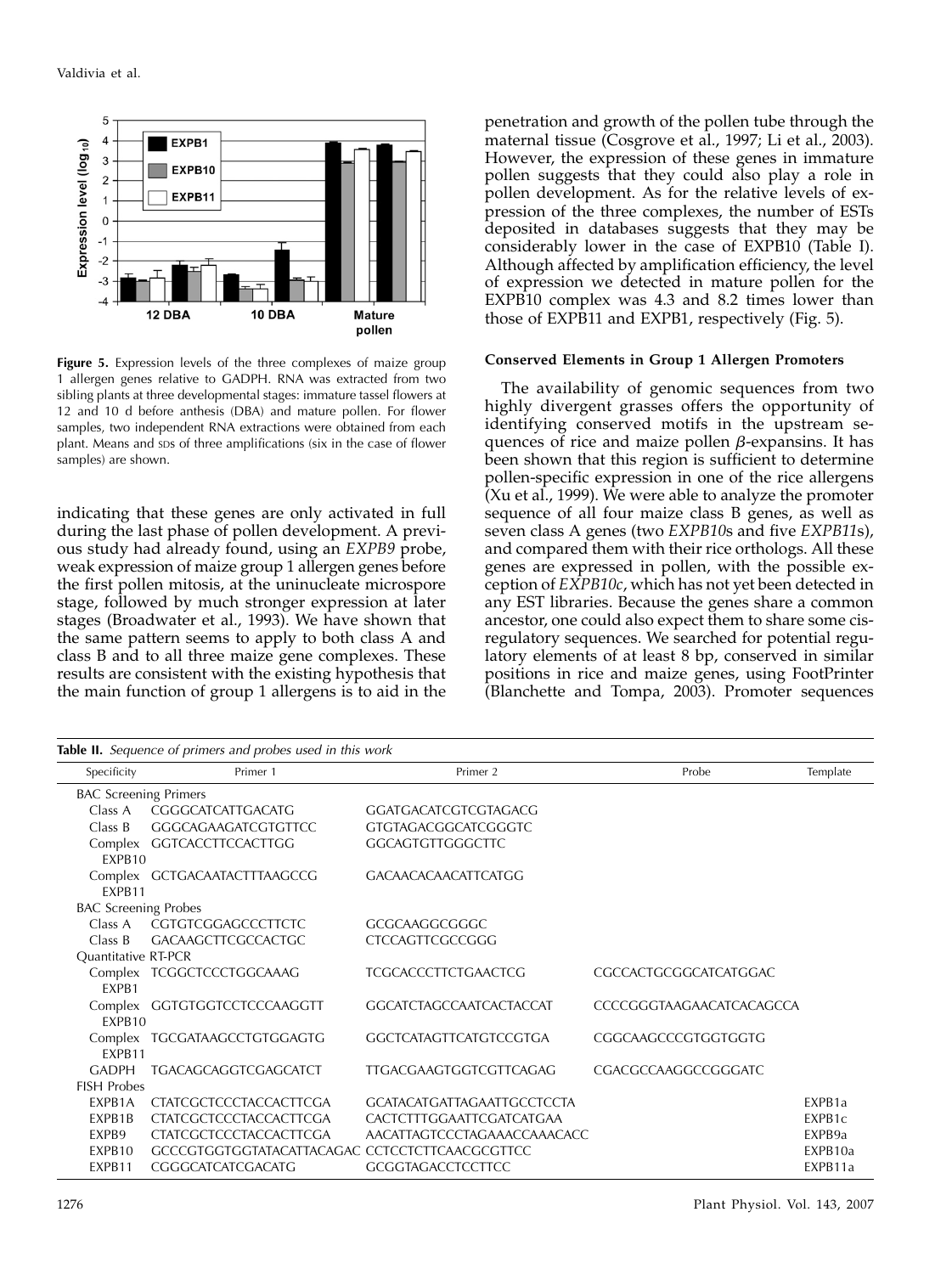**Figure 5.** Expression levels of the three complexes of maize group 1 allergen genes relative to GADPH. RNA was extracted from two sibling plants at three developmental stages: immature tassel flowers at 12 and 10 d before anthesis (DBA) and mature pollen. For flower samples, two independent RNA extractions were obtained from each plant. Means and SDs of three amplifications (six in the case of flower samples) are shown.

indicating that these genes are only activated in full during the last phase of pollen development. A previous study had already found, using an *EXPB9* probe, weak expression of maize group 1 allergen genes before the first pollen mitosis, at the uninucleate microspore stage, followed by much stronger expression at later stages (Broadwater et al., 1993). We have shown that the same pattern seems to apply to both class A and class B and to all three maize gene complexes. These results are consistent with the existing hypothesis that the main function of group 1 allergens is to aid in the penetration and growth of the pollen tube through the maternal tissue (Cosgrove et al., 1997; Li et al., 2003). However, the expression of these genes in immature pollen suggests that they could also play a role in pollen development. As for the relative levels of expression of the three complexes, the number of ESTs deposited in databases suggests that they may be considerably lower in the case of EXPB10 (Table I). Although affected by amplification efficiency, the level of expression we detected in mature pollen for the EXPB10 complex was 4.3 and 8.2 times lower than those of EXPB11 and EXPB1, respectively (Fig. 5).

### Conserved Elements in Group 1 Allergen Promoters

The availability of genomic sequences from two highly divergent grasses offers the opportunity of identifying conserved motifs in the upstream sequences of rice and maize pollen $\beta$-expansins. It has been shown that this region is sufficient to determine pollen-specific expression in one of the rice allergens (Xu et al., 1999). We were able to analyze the promoter sequence of all four maize class B genes, as well as seven class A genes (two *EXPB10*s and five *EXPB11*s), and compared them with their rice orthologs. All these genes are expressed in pollen, with the possible exception of *EXPB10c*, which has not yet been detected in any EST libraries. Because the genes share a common ancestor, one could also expect them to share some cis-regulatory sequences. We searched for potential regulatory elements of at least 8 bp, conserved in similar positions in rice and maize genes, using FootPrinter (Blanchette and Tompa, 2003). Promoter sequences

**Table II.** *Sequence of primers and probes used in this work*

| Specificity | Primer 1 | Primer 2 | Probe | Template |
|---|---|---|---|---|
| BAC Screening Primers | | | | |
| Class A | CGGGCATCATTGACATG | GGATGACATCGTCGTAGACG | | |
| Class B | GGGCAGAAGATCGTGTTCC | GTGTAGACGGCATCGGGTC | | |
| Complex EXPB10 | GGTCACCTTCCACTTGG | GGCAGTGTTGGGCTTC | | |
| Complex EXPB11 | GCTGACAATACTTTAAGCCG | GACAACACAACATTCATGG | | |
| BAC Screening Probes | | | | |
| Class A | CGTGTCGGAGCCCTTCTC | GCGCAAGGCGGGC | | |
| Class B | GACAAGCTTCGCCACTGC | CTCCAGTTCGCCGGG | | |
| Quantitative RT-PCR | | | | |
| Complex EXPB1 | TCGGCTCCCTGGCAAAG | TCGCACCCTTCTGAACTCG | CGCCACTGCGGCATCATGGAC | |
| Complex EXPB10 | GGTGTGGTCCTCCCAAGGTT | GGCATCTAGCCAATCACTACCAT | CCCCGGGTAAGAACATCACAGCCA | |
| Complex EXPB11 | TGCGATAAGCCTGTGGAGTG | GGCTCATAGTTCATGTCCGTGA | CGGCAAGCCCGTGGTGGTG | |
| GADPH | TGACAGCAGGTCGAGCATCT | TTGACGAAGTGGTCGTTCAGAG | CGACGCCAAGGCCGGGATC | |
| FISH Probes | | | | |
| EXPB1A | CTATCGCTCCCTACCACTTCGA | GCATACATGATTAGAATTGCCTCCTA | | EXPB1a |
| EXPB1B | CTATCGCTCCCTACCACTTCGA | CACTCTTTGGAATTCGATCATGAA | | EXPB1c |
| EXPB9 | CTATCGCTCCCTACCACTTCGA | AACATTAGTCCCTAGAAACCAAACACC | | EXPB9a |
| EXPB10 | GCCCGTGGTGGTATACATTACAGAC | CCTCCTCTTCAACGCGTTCC | | EXPB10a |
| EXPB11 | CGGGCATCATCGACATG | GCGGTAGACCTCCTTCC | | EXPB11a |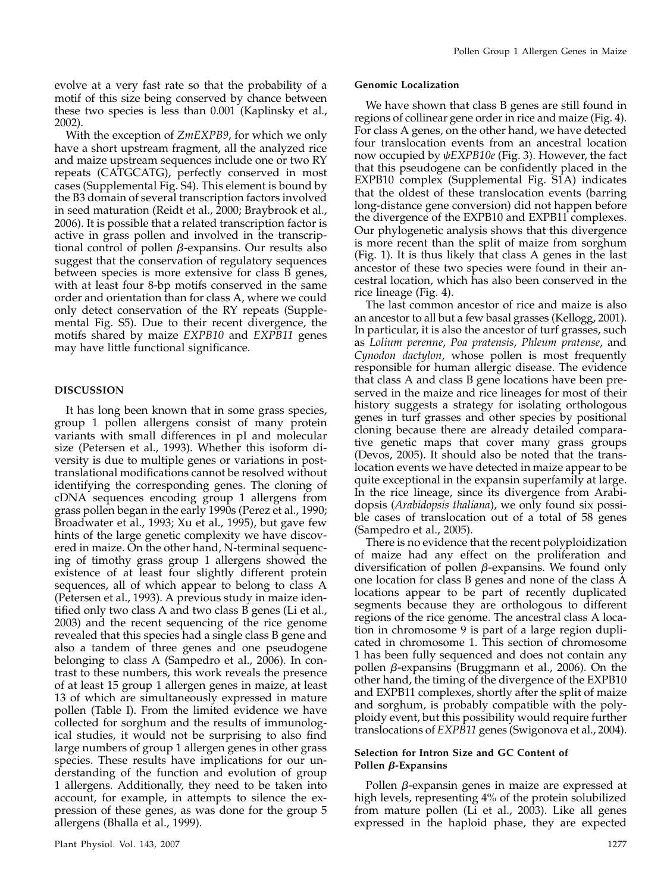evolve at a very fast rate so that the probability of a motif of this size being conserved by chance between these two species is less than 0.001 (Kaplinsky et al., 2002).

With the exception of *ZmEXPB9*, for which we only have a short upstream fragment, all the analyzed rice and maize upstream sequences include one or two RY repeats (CATGCATG), perfectly conserved in most cases (Supplemental Fig. S4). This element is bound by the B3 domain of several transcription factors involved in seed maturation (Reidt et al., 2000; Braybrook et al., 2006). It is possible that a related transcription factor is active in grass pollen and involved in the transcriptional control of pollen β-expansins. Our results also suggest that the conservation of regulatory sequences between species is more extensive for class B genes, with at least four 8-bp motifs conserved in the same order and orientation than for class A, where we could only detect conservation of the RY repeats (Supplemental Fig. S5). Due to their recent divergence, the motifs shared by maize *EXPB10* and *EXPB11* genes may have little functional significance.

## DISCUSSION

It has long been known that in some grass species, group 1 pollen allergens consist of many protein variants with small differences in pI and molecular size (Petersen et al., 1993). Whether this isoform diversity is due to multiple genes or variations in post-translational modifications cannot be resolved without identifying the corresponding genes. The cloning of cDNA sequences encoding group 1 allergens from grass pollen began in the early 1990s (Perez et al., 1990; Broadwater et al., 1993; Xu et al., 1995), but gave few hints of the large genetic complexity we have discovered in maize. On the other hand, N-terminal sequencing of timothy grass group 1 allergens showed the existence of at least four slightly different protein sequences, all of which appear to belong to class A (Petersen et al., 1993). A previous study in maize identified only two class A and two class B genes (Li et al., 2003) and the recent sequencing of the rice genome revealed that this species had a single class B gene and also a tandem of three genes and one pseudogene belonging to class A (Sampedro et al., 2006). In contrast to these numbers, this work reveals the presence of at least 15 group 1 allergen genes in maize, at least 13 of which are simultaneously expressed in mature pollen (Table I). From the limited evidence we have collected for sorghum and the results of immunological studies, it would not be surprising to also find large numbers of group 1 allergen genes in other grass species. These results have implications for our understanding of the function and evolution of group 1 allergens. Additionally, they need to be taken into account, for example, in attempts to silence the expression of these genes, as was done for the group 5 allergens (Bhalla et al., 1999).

### Genomic Localization

We have shown that class B genes are still found in regions of collinear gene order in rice and maize (Fig. 4). For class A genes, on the other hand, we have detected four translocation events from an ancestral location now occupied by *ψEXPB10e* (Fig. 3). However, the fact that this pseudogene can be confidently placed in the EXPB10 complex (Supplemental Fig. S1A) indicates that the oldest of these translocation events (barring long-distance gene conversion) did not happen before the divergence of the EXPB10 and EXPB11 complexes. Our phylogenetic analysis shows that this divergence is more recent than the split of maize from sorghum (Fig. 1). It is thus likely that class A genes in the last ancestor of these two species were found in their ancestral location, which has also been conserved in the rice lineage (Fig. 4).

The last common ancestor of rice and maize is also an ancestor to all but a few basal grasses (Kellogg, 2001). In particular, it is also the ancestor of turf grasses, such as *Lolium perenne*, *Poa pratensis*, *Phleum pratense*, and *Cynodon dactylon*, whose pollen is most frequently responsible for human allergic disease. The evidence that class A and class B gene locations have been preserved in the maize and rice lineages for most of their history suggests a strategy for isolating orthologous genes in turf grasses and other species by positional cloning because there are already detailed comparative genetic maps that cover many grass groups (Devos, 2005). It should also be noted that the translocation events we have detected in maize appear to be quite exceptional in the expansin superfamily at large. In the rice lineage, since its divergence from Arabidopsis (*Arabidopsis thaliana*), we only found six possible cases of translocation out of a total of 58 genes (Sampedro et al., 2005).

There is no evidence that the recent polyploidization of maize had any effect on the proliferation and diversification of pollen β-expansins. We found only one location for class B genes and none of the class A locations appear to be part of recently duplicated segments because they are orthologous to different regions of the rice genome. The ancestral class A location in chromosome 9 is part of a large region duplicated in chromosome 1. This section of chromosome 1 has been fully sequenced and does not contain any pollen β-expansins (Bruggmann et al., 2006). On the other hand, the timing of the divergence of the EXPB10 and EXPB11 complexes, shortly after the split of maize and sorghum, is probably compatible with the polyploidy event, but this possibility would require further translocations of *EXPB11* genes (Swigonova et al., 2004).

### Selection for Intron Size and GC Content of Pollen β-Expansins

Pollen β-expansin genes in maize are expressed at high levels, representing 4% of the protein solubilized from mature pollen (Li et al., 2003). Like all genes expressed in the haploid phase, they are expected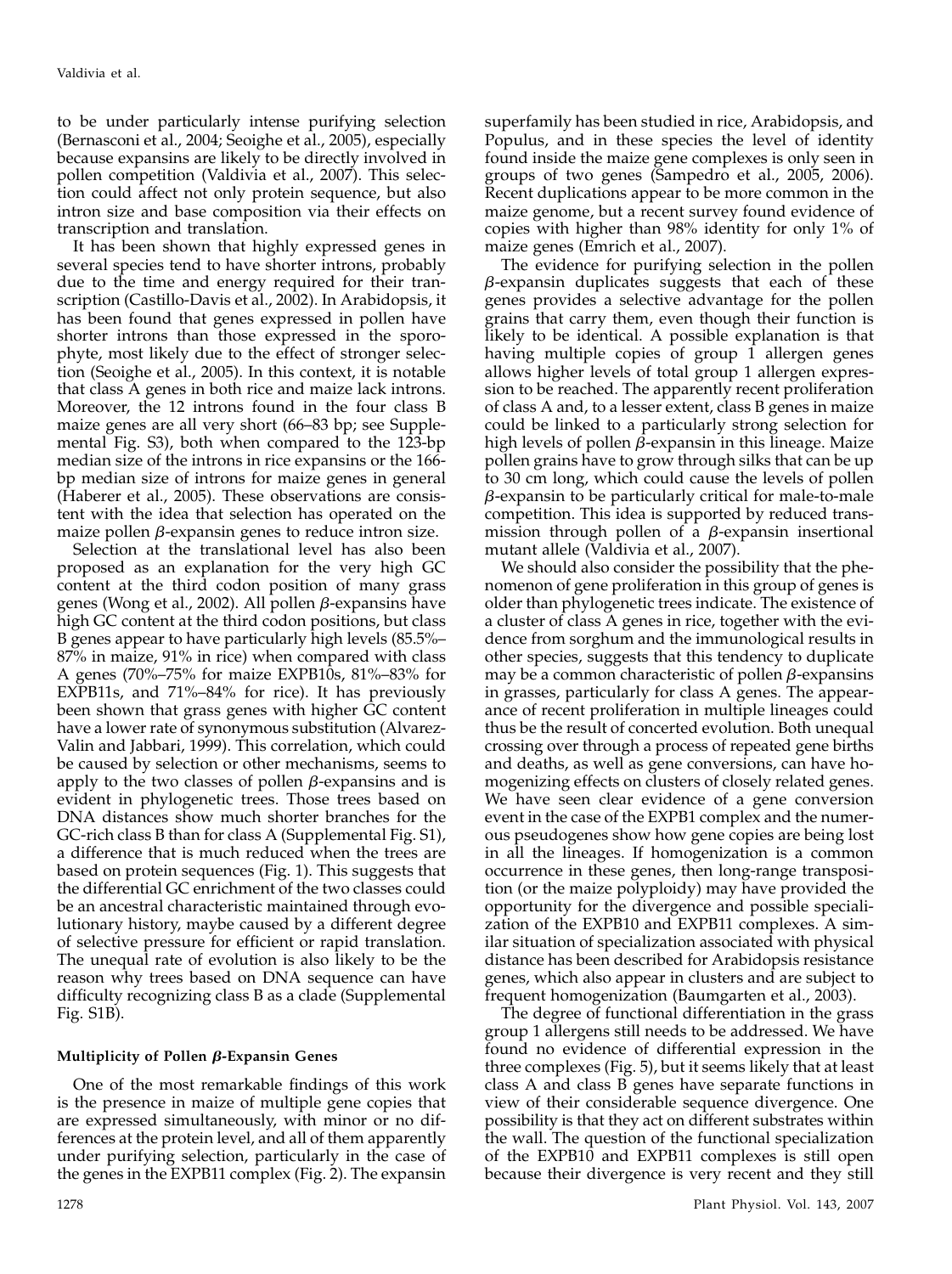to be under particularly intense purifying selection (Bernasconi et al., 2004; Seoighe et al., 2005), especially because expansins are likely to be directly involved in pollen competition (Valdivia et al., 2007). This selection could affect not only protein sequence, but also intron size and base composition via their effects on transcription and translation.

It has been shown that highly expressed genes in several species tend to have shorter introns, probably due to the time and energy required for their transcription (Castillo-Davis et al., 2002). In Arabidopsis, it has been found that genes expressed in pollen have shorter introns than those expressed in the sporophyte, most likely due to the effect of stronger selection (Seoighe et al., 2005). In this context, it is notable that class A genes in both rice and maize lack introns. Moreover, the 12 introns found in the four class B maize genes are all very short (66–83 bp; see Supplemental Fig. S3), both when compared to the 123-bp median size of the introns in rice expansins or the 166-bp median size of introns for maize genes in general (Haberer et al., 2005). These observations are consistent with the idea that selection has operated on the maize pollen $\beta$-expansin genes to reduce intron size.

Selection at the translational level has also been proposed as an explanation for the very high GC content at the third codon position of many grass genes (Wong et al., 2002). All pollen $\beta$-expansins have high GC content at the third codon positions, but class B genes appear to have particularly high levels (85.5%–87% in maize, 91% in rice) when compared with class A genes (70%–75% for maize EXPB10s, 81%–83% for EXPB11s, and 71%–84% for rice). It has previously been shown that grass genes with higher GC content have a lower rate of synonymous substitution (Alvarez-Valin and Jabbari, 1999). This correlation, which could be caused by selection or other mechanisms, seems to apply to the two classes of pollen $\beta$-expansins and is evident in phylogenetic trees. Those trees based on DNA distances show much shorter branches for the GC-rich class B than for class A (Supplemental Fig. S1), a difference that is much reduced when the trees are based on protein sequences (Fig. 1). This suggests that the differential GC enrichment of the two classes could be an ancestral characteristic maintained through evolutionary history, maybe caused by a different degree of selective pressure for efficient or rapid translation. The unequal rate of evolution is also likely to be the reason why trees based on DNA sequence can have difficulty recognizing class B as a clade (Supplemental Fig. S1B).

### Multiplicity of Pollen $\beta$-Expansin Genes

One of the most remarkable findings of this work is the presence in maize of multiple gene copies that are expressed simultaneously, with minor or no differences at the protein level, and all of them apparently under purifying selection, particularly in the case of the genes in the EXPB11 complex (Fig. 2). The expansin superfamily has been studied in rice, Arabidopsis, and Populus, and in these species the level of identity found inside the maize gene complexes is only seen in groups of two genes (Sampedro et al., 2005, 2006). Recent duplications appear to be more common in the maize genome, but a recent survey found evidence of copies with higher than 98% identity for only 1% of maize genes (Emrich et al., 2007).

The evidence for purifying selection in the pollen $\beta$-expansin duplicates suggests that each of these genes provides a selective advantage for the pollen grains that carry them, even though their function is likely to be identical. A possible explanation is that having multiple copies of group 1 allergen genes allows higher levels of total group 1 allergen expression to be reached. The apparently recent proliferation of class A and, to a lesser extent, class B genes in maize could be linked to a particularly strong selection for high levels of pollen $\beta$-expansin in this lineage. Maize pollen grains have to grow through silks that can be up to 30 cm long, which could cause the levels of pollen $\beta$-expansin to be particularly critical for male-to-male competition. This idea is supported by reduced transmission through pollen of a $\beta$-expansin insertional mutant allele (Valdivia et al., 2007).

We should also consider the possibility that the phenomenon of gene proliferation in this group of genes is older than phylogenetic trees indicate. The existence of a cluster of class A genes in rice, together with the evidence from sorghum and the immunological results in other species, suggests that this tendency to duplicate may be a common characteristic of pollen $\beta$-expansins in grasses, particularly for class A genes. The appearance of recent proliferation in multiple lineages could thus be the result of concerted evolution. Both unequal crossing over through a process of repeated gene births and deaths, as well as gene conversions, can have homogenizing effects on clusters of closely related genes. We have seen clear evidence of a gene conversion event in the case of the EXPB1 complex and the numerous pseudogenes show how gene copies are being lost in all the lineages. If homogenization is a common occurrence in these genes, then long-range transposition (or the maize polyploidy) may have provided the opportunity for the divergence and possible specialization of the EXPB10 and EXPB11 complexes. A similar situation of specialization associated with physical distance has been described for Arabidopsis resistance genes, which also appear in clusters and are subject to frequent homogenization (Baumgarten et al., 2003).

The degree of functional differentiation in the grass group 1 allergens still needs to be addressed. We have found no evidence of differential expression in the three complexes (Fig. 5), but it seems likely that at least class A and class B genes have separate functions in view of their considerable sequence divergence. One possibility is that they act on different substrates within the wall. The question of the functional specialization of the EXPB10 and EXPB11 complexes is still open because their divergence is very recent and they still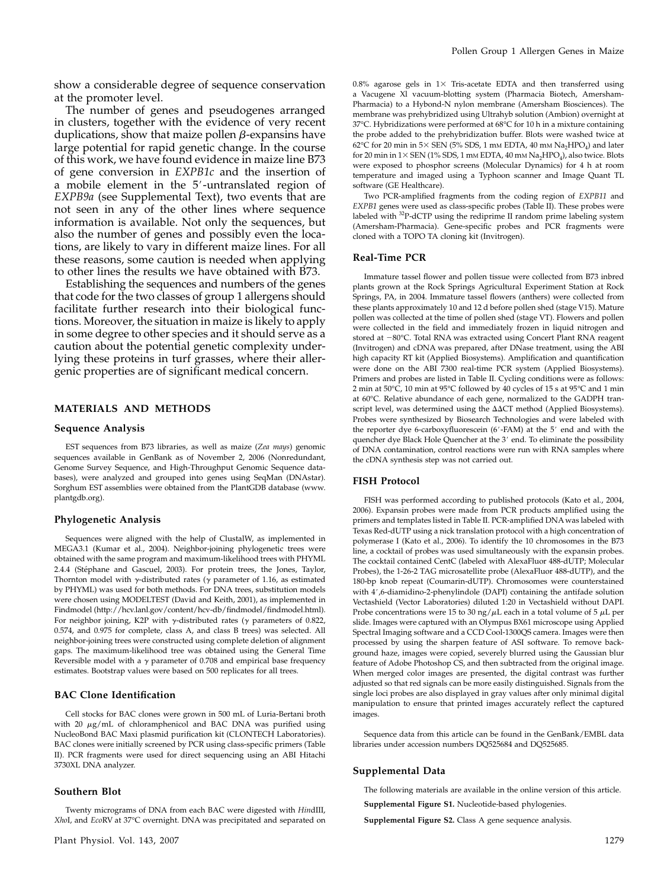show a considerable degree of sequence conservation at the promoter level.

The number of genes and pseudogenes arranged in clusters, together with the evidence of very recent duplications, show that maize pollen β-expansins have large potential for rapid genetic change. In the course of this work, we have found evidence in maize line B73 of gene conversion in *EXPB1c* and the insertion of a mobile element in the 5′-untranslated region of *EXPB9a* (see Supplemental Text), two events that are not seen in any of the other lines where sequence information is available. Not only the sequences, but also the number of genes and possibly even the locations, are likely to vary in different maize lines. For all these reasons, some caution is needed when applying to other lines the results we have obtained with B73.

Establishing the sequences and numbers of the genes that code for the two classes of group 1 allergens should facilitate further research into their biological functions. Moreover, the situation in maize is likely to apply in some degree to other species and it should serve as a caution about the potential genetic complexity underlying these proteins in turf grasses, where their allergenic properties are of significant medical concern.

## MATERIALS AND METHODS

### Sequence Analysis

EST sequences from B73 libraries, as well as maize (*Zea mays*) genomic sequences available in GenBank as of November 2, 2006 (Nonredundant, Genome Survey Sequence, and High-Throughput Genomic Sequence databases), were analyzed and grouped into genes using SeqMan (DNAstar). Sorghum EST assemblies were obtained from the PlantGDB database (www.plantgdb.org).

### Phylogenetic Analysis

Sequences were aligned with the help of ClustalW, as implemented in MEGA3.1 (Kumar et al., 2004). Neighbor-joining phylogenetic trees were obtained with the same program and maximum-likelihood trees with PHYML 2.4.4 (Stéphane and Gascuel, 2003). For protein trees, the Jones, Taylor, Thornton model with γ-distributed rates (γ parameter of 1.16, as estimated by PHYML) was used for both methods. For DNA trees, substitution models were chosen using MODELTEST (David and Keith, 2001), as implemented in Findmodel (http://hcv.lanl.gov/content/hcv-db/findmodel/findmodel.html). For neighbor joining, K2P with γ-distributed rates (γ parameters of 0.822, 0.574, and 0.975 for complete, class A, and class B trees) was selected. All neighbor-joining trees were constructed using complete deletion of alignment gaps. The maximum-likelihood tree was obtained using the General Time Reversible model with a γ parameter of 0.708 and empirical base frequency estimates. Bootstrap values were based on 500 replicates for all trees.

### BAC Clone Identification

Cell stocks for BAC clones were grown in 500 mL of Luria-Bertani broth with 20 μg/mL of chloramphenicol and BAC DNA was purified using NucleoBond BAC Maxi plasmid purification kit (CLONTECH Laboratories). BAC clones were initially screened by PCR using class-specific primers (Table II). PCR fragments were used for direct sequencing using an ABI Hitachi 3730XL DNA analyzer.

### Southern Blot

Twenty micrograms of DNA from each BAC were digested with *Hin*dIII, *Xho*I, and *Eco*RV at 37°C overnight. DNA was precipitated and separated on 0.8% agarose gels in 1× Tris-acetate EDTA and then transferred using a Vacugene Xl vacuum-blotting system (Pharmacia Biotech, Amersham-Pharmacia) to a Hybond-N nylon membrane (Amersham Biosciences). The membrane was prehybridized using Ultrahyb solution (Ambion) overnight at 37°C. Hybridizations were performed at 68°C for 10 h in a mixture containing the probe added to the prehybridization buffer. Blots were washed twice at 62°C for 20 min in 5× SEN (5% SDS, 1 mM EDTA, 40 mM $Na_2HPO_4$) and later for 20 min in 1× SEN (1% SDS, 1 mM EDTA, 40 mM $Na_2HPO_4$), also twice. Blots were exposed to phosphor screens (Molecular Dynamics) for 4 h at room temperature and imaged using a Typhoon scanner and Image Quant TL software (GE Healthcare).

Two PCR-amplified fragments from the coding region of *EXPB11* and *EXPB1* genes were used as class-specific probes (Table II). These probes were labeled with $^{32}$P-dCTP using the rediprime II random prime labeling system (Amersham-Pharmacia). Gene-specific probes and PCR fragments were cloned with a TOPO TA cloning kit (Invitrogen).

### Real-Time PCR

Immature tassel flower and pollen tissue were collected from B73 inbred plants grown at the Rock Springs Agricultural Experiment Station at Rock Springs, PA, in 2004. Immature tassel flowers (anthers) were collected from these plants approximately 10 and 12 d before pollen shed (stage V15). Mature pollen was collected at the time of pollen shed (stage VT). Flowers and pollen were collected in the field and immediately frozen in liquid nitrogen and stored at −80°C. Total RNA was extracted using Concert Plant RNA reagent (Invitrogen) and cDNA was prepared, after DNase treatment, using the ABI high capacity RT kit (Applied Biosystems). Amplification and quantification were done on the ABI 7300 real-time PCR system (Applied Biosystems). Primers and probes are listed in Table II. Cycling conditions were as follows: 2 min at 50°C, 10 min at 95°C followed by 40 cycles of 15 s at 95°C and 1 min at 60°C. Relative abundance of each gene, normalized to the GADPH transcript level, was determined using the ΔΔCT method (Applied Biosystems). Probes were synthesized by Biosearch Technologies and were labeled with the reporter dye 6-carboxyfluorescein (6′-FAM) at the 5′ end and with the quencher dye Black Hole Quencher at the 3′ end. To eliminate the possibility of DNA contamination, control reactions were run with RNA samples where the cDNA synthesis step was not carried out.

### FISH Protocol

FISH was performed according to published protocols (Kato et al., 2004, 2006). Expansin probes were made from PCR products amplified using the primers and templates listed in Table II. PCR-amplified DNA was labeled with Texas Red-dUTP using a nick translation protocol with a high concentration of polymerase I (Kato et al., 2006). To identify the 10 chromosomes in the B73 line, a cocktail of probes was used simultaneously with the expansin probes. The cocktail contained CentC (labeled with AlexaFluor 488-dUTP; Molecular Probes), the 1-26-2 TAG microsatellite probe (AlexaFluor 488-dUTP), and the 180-bp knob repeat (Coumarin-dUTP). Chromosomes were counterstained with 4′,6-diamidino-2-phenylindole (DAPI) containing the antifade solution Vectashield (Vector Laboratories) diluted 1:20 in Vectashield without DAPI. Probe concentrations were 15 to 30 ng/μL each in a total volume of 5 μL per slide. Images were captured with an Olympus BX61 microscope using Applied Spectral Imaging software and a CCD Cool-1300QS camera. Images were then processed by using the sharpen feature of ASI software. To remove background haze, images were copied, severely blurred using the Gaussian blur feature of Adobe Photoshop CS, and then subtracted from the original image. When merged color images are presented, the digital contrast was further adjusted so that red signals can be more easily distinguished. Signals from the single loci probes are also displayed in gray values after only minimal digital manipulation to ensure that printed images accurately reflect the captured images.

Sequence data from this article can be found in the GenBank/EMBL data libraries under accession numbers DQ525684 and DQ525685.

### Supplemental Data

The following materials are available in the online version of this article.

**Supplemental Figure S1.** Nucleotide-based phylogenies.

**Supplemental Figure S2.** Class A gene sequence analysis.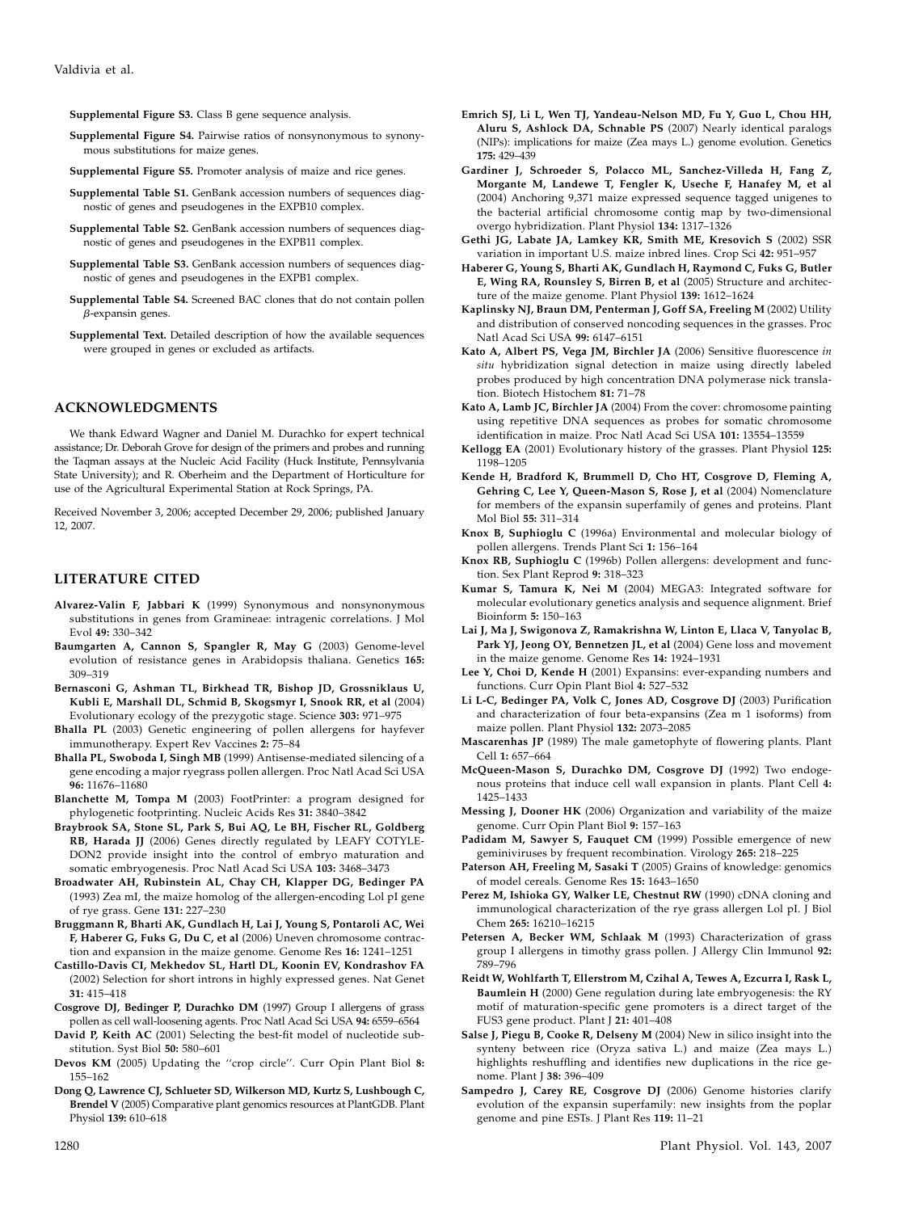**Supplemental Figure S3.** Class B gene sequence analysis.

**Supplemental Figure S4.** Pairwise ratios of nonsynonymous to synonymous substitutions for maize genes.

**Supplemental Figure S5.** Promoter analysis of maize and rice genes.

**Supplemental Table S1.** GenBank accession numbers of sequences diagnostic of genes and pseudogenes in the EXPB10 complex.

**Supplemental Table S2.** GenBank accession numbers of sequences diagnostic of genes and pseudogenes in the EXPB11 complex.

**Supplemental Table S3.** GenBank accession numbers of sequences diagnostic of genes and pseudogenes in the EXPB1 complex.

**Supplemental Table S4.** Screened BAC clones that do not contain pollen $\beta$-expansin genes.

**Supplemental Text.** Detailed description of how the available sequences were grouped in genes or excluded as artifacts.

## ACKNOWLEDGMENTS

We thank Edward Wagner and Daniel M. Durachko for expert technical assistance; Dr. Deborah Grove for design of the primers and probes and running the Taqman assays at the Nucleic Acid Facility (Huck Institute, Pennsylvania State University); and R. Oberheim and the Department of Horticulture for use of the Agricultural Experimental Station at Rock Springs, PA.

Received November 3, 2006; accepted December 29, 2006; published January 12, 2007.

## LITERATURE CITED

**Alvarez-Valin F, Jabbari K** (1999) Synonymous and nonsynonymous substitutions in genes from Gramineae: intragenic correlations. J Mol Evol **49:** 330–342

**Baumgarten A, Cannon S, Spangler R, May G** (2003) Genome-level evolution of resistance genes in Arabidopsis thaliana. Genetics **165:** 309–319

**Bernasconi G, Ashman TL, Birkhead TR, Bishop JD, Grossniklaus U, Kubli E, Marshall DL, Schmid B, Skogsmyr I, Snook RR, et al** (2004) Evolutionary ecology of the prezygotic stage. Science **303:** 971–975

**Bhalla PL** (2003) Genetic engineering of pollen allergens for hayfever immunotherapy. Expert Rev Vaccines **2:** 75–84

**Bhalla PL, Swoboda I, Singh MB** (1999) Antisense-mediated silencing of a gene encoding a major ryegrass pollen allergen. Proc Natl Acad Sci USA **96:** 11676–11680

**Blanchette M, Tompa M** (2003) FootPrinter: a program designed for phylogenetic footprinting. Nucleic Acids Res **31:** 3840–3842

**Braybrook SA, Stone SL, Park S, Bui AQ, Le BH, Fischer RL, Goldberg RB, Harada JJ** (2006) Genes directly regulated by LEAFY COTYLEDON2 provide insight into the control of embryo maturation and somatic embryogenesis. Proc Natl Acad Sci USA **103:** 3468–3473

**Broadwater AH, Rubinstein AL, Chay CH, Klapper DG, Bedinger PA** (1993) Zea mI, the maize homolog of the allergen-encoding Lol pI gene of rye grass. Gene **131:** 227–230

**Bruggmann R, Bharti AK, Gundlach H, Lai J, Young S, Pontaroli AC, Wei F, Haberer G, Fuks G, Du C, et al** (2006) Uneven chromosome contraction and expansion in the maize genome. Genome Res **16:** 1241–1251

**Castillo-Davis CI, Mekhedov SL, Hartl DL, Koonin EV, Kondrashov FA** (2002) Selection for short introns in highly expressed genes. Nat Genet **31:** 415–418

**Cosgrove DJ, Bedinger P, Durachko DM** (1997) Group I allergens of grass pollen as cell wall-loosening agents. Proc Natl Acad Sci USA **94:** 6559–6564

**David P, Keith AC** (2001) Selecting the best-fit model of nucleotide substitution. Syst Biol **50:** 580–601

**Devos KM** (2005) Updating the ''crop circle''. Curr Opin Plant Biol **8:** 155–162

**Dong Q, Lawrence CJ, Schlueter SD, Wilkerson MD, Kurtz S, Lushbough C, Brendel V** (2005) Comparative plant genomics resources at PlantGDB. Plant Physiol **139:** 610–618

**Emrich SJ, Li L, Wen TJ, Yandeau-Nelson MD, Fu Y, Guo L, Chou HH, Aluru S, Ashlock DA, Schnable PS** (2007) Nearly identical paralogs (NIPs): implications for maize (Zea mays L.) genome evolution. Genetics **175:** 429–439

**Gardiner J, Schroeder S, Polacco ML, Sanchez-Villeda H, Fang Z, Morgante M, Landewe T, Fengler K, Useche F, Hanafey M, et al** (2004) Anchoring 9,371 maize expressed sequence tagged unigenes to the bacterial artificial chromosome contig map by two-dimensional overgo hybridization. Plant Physiol **134:** 1317–1326

**Gethi JG, Labate JA, Lamkey KR, Smith ME, Kresovich S** (2002) SSR variation in important U.S. maize inbred lines. Crop Sci **42:** 951–957

**Haberer G, Young S, Bharti AK, Gundlach H, Raymond C, Fuks G, Butler E, Wing RA, Rounsley S, Birren B, et al** (2005) Structure and architecture of the maize genome. Plant Physiol **139:** 1612–1624

**Kaplinsky NJ, Braun DM, Penterman J, Goff SA, Freeling M** (2002) Utility and distribution of conserved noncoding sequences in the grasses. Proc Natl Acad Sci USA **99:** 6147–6151

**Kato A, Albert PS, Vega JM, Birchler JA** (2006) Sensitive fluorescence *in situ* hybridization signal detection in maize using directly labeled probes produced by high concentration DNA polymerase nick translation. Biotech Histochem **81:** 71–78

**Kato A, Lamb JC, Birchler JA** (2004) From the cover: chromosome painting using repetitive DNA sequences as probes for somatic chromosome identification in maize. Proc Natl Acad Sci USA **101:** 13554–13559

**Kellogg EA** (2001) Evolutionary history of the grasses. Plant Physiol **125:** 1198–1205

**Kende H, Bradford K, Brummell D, Cho HT, Cosgrove D, Fleming A, Gehring C, Lee Y, Queen-Mason S, Rose J, et al** (2004) Nomenclature for members of the expansin superfamily of genes and proteins. Plant Mol Biol **55:** 311–314

**Knox B, Suphioglu C** (1996a) Environmental and molecular biology of pollen allergens. Trends Plant Sci **1:** 156–164

**Knox RB, Suphioglu C** (1996b) Pollen allergens: development and function. Sex Plant Reprod **9:** 318–323

**Kumar S, Tamura K, Nei M** (2004) MEGA3: Integrated software for molecular evolutionary genetics analysis and sequence alignment. Brief Bioinform **5:** 150–163

**Lai J, Ma J, Swigonova Z, Ramakrishna W, Linton E, Llaca V, Tanyolac B, Park YJ, Jeong OY, Bennetzen JL, et al** (2004) Gene loss and movement in the maize genome. Genome Res **14:** 1924–1931

**Lee Y, Choi D, Kende H** (2001) Expansins: ever-expanding numbers and functions. Curr Opin Plant Biol **4:** 527–532

**Li L-C, Bedinger PA, Volk C, Jones AD, Cosgrove DJ** (2003) Purification and characterization of four beta-expansins (Zea m 1 isoforms) from maize pollen. Plant Physiol **132:** 2073–2085

**Mascarenhas JP** (1989) The male gametophyte of flowering plants. Plant Cell **1:** 657–664

**McQueen-Mason S, Durachko DM, Cosgrove DJ** (1992) Two endogenous proteins that induce cell wall expansion in plants. Plant Cell **4:** 1425–1433

**Messing J, Dooner HK** (2006) Organization and variability of the maize genome. Curr Opin Plant Biol **9:** 157–163

**Padidam M, Sawyer S, Fauquet CM** (1999) Possible emergence of new geminiviruses by frequent recombination. Virology **265:** 218–225

**Paterson AH, Freeling M, Sasaki T** (2005) Grains of knowledge: genomics of model cereals. Genome Res **15:** 1643–1650

**Perez M, Ishioka GY, Walker LE, Chestnut RW** (1990) cDNA cloning and immunological characterization of the rye grass allergen Lol pI. J Biol Chem **265:** 16210–16215

**Petersen A, Becker WM, Schlaak M** (1993) Characterization of grass group I allergens in timothy grass pollen. J Allergy Clin Immunol **92:** 789–796

**Reidt W, Wohlfarth T, Ellerstrom M, Czihal A, Tewes A, Ezcurra I, Rask L, Baumlein H** (2000) Gene regulation during late embryogenesis: the RY motif of maturation-specific gene promoters is a direct target of the FUS3 gene product. Plant J **21:** 401–408

**Salse J, Piegu B, Cooke R, Delseny M** (2004) New in silico insight into the synteny between rice (Oryza sativa L.) and maize (Zea mays L.) highlights reshuffling and identifies new duplications in the rice genome. Plant J **38:** 396–409

**Sampedro J, Carey RE, Cosgrove DJ** (2006) Genome histories clarify evolution of the expansin superfamily: new insights from the poplar genome and pine ESTs. J Plant Res **119:** 11–21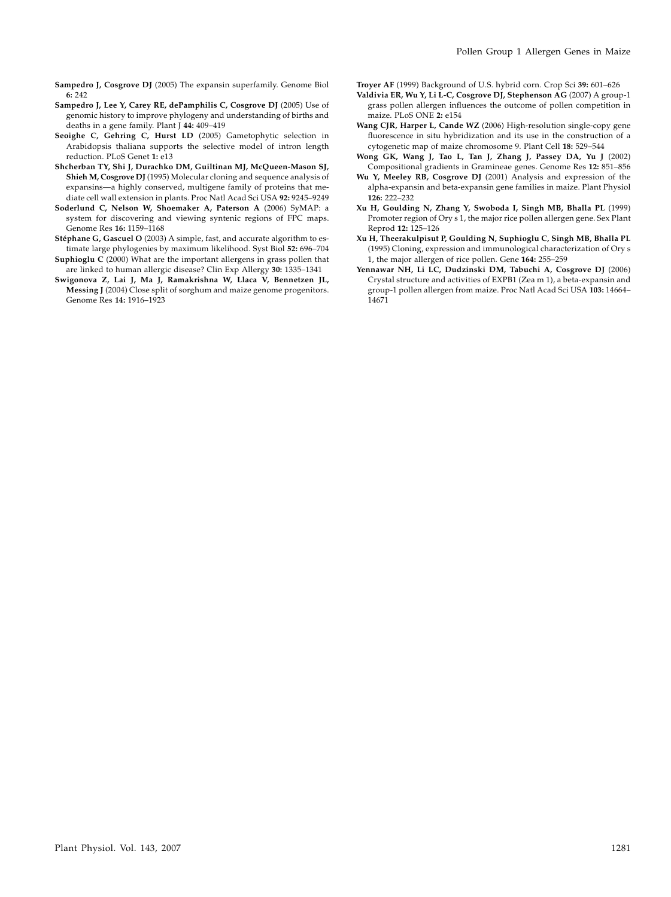**Sampedro J, Cosgrove DJ** (2005) The expansin superfamily. Genome Biol **6:** 242

**Sampedro J, Lee Y, Carey RE, dePamphilis C, Cosgrove DJ** (2005) Use of genomic history to improve phylogeny and understanding of births and deaths in a gene family. Plant J **44:** 409–419

**Seoighe C, Gehring C, Hurst LD** (2005) Gametophytic selection in Arabidopsis thaliana supports the selective model of intron length reduction. PLoS Genet **1:** e13

**Shcherban TY, Shi J, Durachko DM, Guiltinan MJ, McQueen-Mason SJ, Shieh M, Cosgrove DJ** (1995) Molecular cloning and sequence analysis of expansins—a highly conserved, multigene family of proteins that mediate cell wall extension in plants. Proc Natl Acad Sci USA **92:** 9245–9249

**Soderlund C, Nelson W, Shoemaker A, Paterson A** (2006) SyMAP: a system for discovering and viewing syntenic regions of FPC maps. Genome Res **16:** 1159–1168

**Stéphane G, Gascuel O** (2003) A simple, fast, and accurate algorithm to estimate large phylogenies by maximum likelihood. Syst Biol **52:** 696–704

**Suphioglu C** (2000) What are the important allergens in grass pollen that are linked to human allergic disease? Clin Exp Allergy **30:** 1335–1341

**Swigonova Z, Lai J, Ma J, Ramakrishna W, Llaca V, Bennetzen JL, Messing J** (2004) Close split of sorghum and maize genome progenitors. Genome Res **14:** 1916–1923

**Troyer AF** (1999) Background of U.S. hybrid corn. Crop Sci **39:** 601–626

**Valdivia ER, Wu Y, Li L-C, Cosgrove DJ, Stephenson AG** (2007) A group-1 grass pollen allergen influences the outcome of pollen competition in maize. PLoS ONE **2:** e154

**Wang CJR, Harper L, Cande WZ** (2006) High-resolution single-copy gene fluorescence in situ hybridization and its use in the construction of a cytogenetic map of maize chromosome 9. Plant Cell **18:** 529–544

**Wong GK, Wang J, Tao L, Tan J, Zhang J, Passey DA, Yu J** (2002) Compositional gradients in Gramineae genes. Genome Res **12:** 851–856

**Wu Y, Meeley RB, Cosgrove DJ** (2001) Analysis and expression of the alpha-expansin and beta-expansin gene families in maize. Plant Physiol **126:** 222–232

**Xu H, Goulding N, Zhang Y, Swoboda I, Singh MB, Bhalla PL** (1999) Promoter region of Ory s 1, the major rice pollen allergen gene. Sex Plant Reprod **12:** 125–126

**Xu H, Theerakulpisut P, Goulding N, Suphioglu C, Singh MB, Bhalla PL** (1995) Cloning, expression and immunological characterization of Ory s 1, the major allergen of rice pollen. Gene **164:** 255–259

**Yennawar NH, Li LC, Dudzinski DM, Tabuchi A, Cosgrove DJ** (2006) Crystal structure and activities of EXPB1 (Zea m 1), a beta-expansin and group-1 pollen allergen from maize. Proc Natl Acad Sci USA **103:** 14664–14671